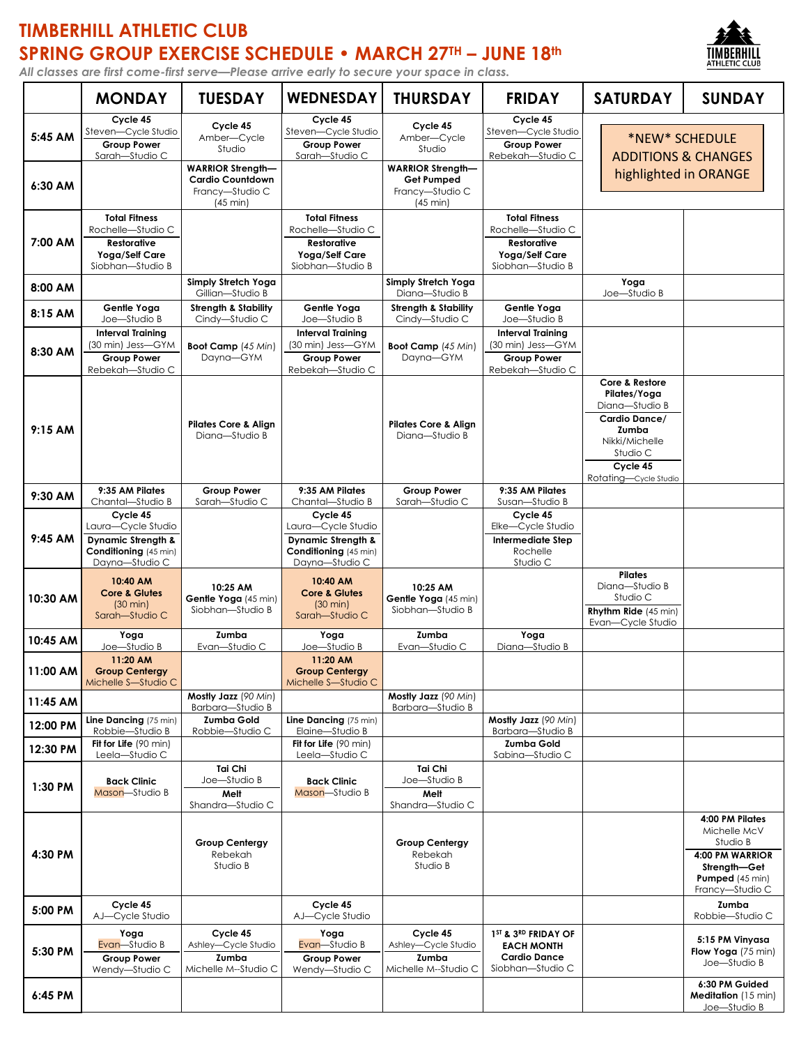# TIMBERHILL ATHLETIC CLUB

# SPRING GROUP EXERCISE SCHEDULE • MARCH 27TH – JUNE 18th

*All classes are first come-first serve—Please arrive early to secure your space in class.*

| | MONDAY | TUESDAY | WEDNESDAY | THURSDAY | FRIDAY | SATURDAY | SUNDAY |
|---|---|---|---|---|---|---|---|
| 5:45 AM | **Cycle 45** Steven—Cycle Studio<br>**Group Power** Sarah—Studio C | **Cycle 45** Amber—Cycle Studio | **Cycle 45** Steven—Cycle Studio<br>**Group Power** Sarah—Studio C | **Cycle 45** Amber—Cycle Studio | **Cycle 45** Steven—Cycle Studio<br>**Group Power** Rebekah—Studio C | *NEW* SCHEDULE ADDITIONS & CHANGES highlighted in ORANGE | |
| 6:30 AM | | **WARRIOR Strength—Cardio Countdown** Francy—Studio C (45 min) | | **WARRIOR Strength—Get Pumped** Francy—Studio C (45 min) | | | |
| 7:00 AM | **Total Fitness** Rochelle—Studio C<br>**Restorative Yoga/Self Care** Siobhan—Studio B | | **Total Fitness** Rochelle—Studio C<br>**Restorative Yoga/Self Care** Siobhan—Studio B | | **Total Fitness** Rochelle—Studio C<br>**Restorative Yoga/Self Care** Siobhan—Studio B | | |
| 8:00 AM | | **Simply Stretch Yoga** Gillian—Studio B | | **Simply Stretch Yoga** Diana—Studio B | | **Yoga** Joe—Studio B | |
| 8:15 AM | **Gentle Yoga** Joe—Studio B | **Strength & Stability** Cindy—Studio C | **Gentle Yoga** Joe—Studio B | **Strength & Stability** Cindy—Studio C | **Gentle Yoga** Joe—Studio B | | |
| 8:30 AM | **Interval Training** (30 min) Jess—GYM<br>**Group Power** Rebekah—Studio C | **Boot Camp** (45 Min) Dayna—GYM | **Interval Training** (30 min) Jess—GYM<br>**Group Power** Rebekah—Studio C | **Boot Camp** (45 Min) Dayna—GYM | **Interval Training** (30 min) Jess—GYM<br>**Group Power** Rebekah—Studio C | | |
| 9:15 AM | | **Pilates Core & Align** Diana—Studio B | | **Pilates Core & Align** Diana—Studio B | | **Core & Restore Pilates/Yoga** Diana—Studio B<br>**Cardio Dance/ Zumba** Nikki/Michelle Studio C<br>**Cycle 45** Rotating—Cycle Studio | |
| 9:30 AM | **9:35 AM Pilates** Chantal—Studio B | **Group Power** Sarah—Studio C | **9:35 AM Pilates** Chantal—Studio B | **Group Power** Sarah—Studio C | **9:35 AM Pilates** Susan—Studio B | | |
| 9:45 AM | **Cycle 45** Laura—Cycle Studio<br>**Dynamic Strength & Conditioning** (45 min) Dayna—Studio C | | **Cycle 45** Laura—Cycle Studio<br>**Dynamic Strength & Conditioning** (45 min) Dayna—Studio C | | **Cycle 45** Elke—Cycle Studio<br>**Intermediate Step** Rochelle Studio C | | |
| 10:30 AM | **10:40 AM Core & Glutes** (30 min) Sarah—Studio C | **10:25 AM Gentle Yoga** (45 min) Siobhan—Studio B | **10:40 AM Core & Glutes** (30 min) Sarah—Studio C | **10:25 AM Gentle Yoga** (45 min) Siobhan—Studio B | | **Pilates** Diana—Studio B Studio C<br>**Rhythm Ride** (45 min) Evan—Cycle Studio | |
| 10:45 AM | **Yoga** Joe—Studio B | **Zumba** Evan—Studio C | **Yoga** Joe—Studio B | **Zumba** Evan—Studio C | **Yoga** Diana—Studio B | | |
| 11:00 AM | **11:20 AM Group Centergy** Michelle S—Studio C | | **11:20 AM Group Centergy** Michelle S—Studio C | | | | |
| 11:45 AM | | **Mostly Jazz** (90 Min) Barbara—Studio B | | **Mostly Jazz** (90 Min) Barbara—Studio B | | | |
| 12:00 PM | **Line Dancing** (75 min) Robbie—Studio B | **Zumba Gold** Robbie—Studio C | **Line Dancing** (75 min) Elaine—Studio B | | **Mostly Jazz** (90 Min) Barbara—Studio B | | |
| 12:30 PM | **Fit for Life** (90 min) Leela—Studio C | | **Fit for Life** (90 min) Leela—Studio C | | **Zumba Gold** Sabina—Studio C | | |
| 1:30 PM | **Back Clinic** Mason—Studio B | **Tai Chi** Joe—Studio B<br>**Melt** Shandra—Studio C | **Back Clinic** Mason—Studio B | **Tai Chi** Joe—Studio B<br>**Melt** Shandra—Studio C | | | |
| 4:30 PM | | **Group Centergy** Rebekah Studio B | | **Group Centergy** Rebekah Studio B | | | **4:00 PM Pilates** Michelle McV Studio B<br>**4:00 PM WARRIOR Strength—Get Pumped** (45 min) Francy—Studio C |
| 5:00 PM | **Cycle 45** AJ—Cycle Studio | | **Cycle 45** AJ—Cycle Studio | | | | **Zumba** Robbie—Studio C |
| 5:30 PM | **Yoga** Evan—Studio B<br>**Group Power** Wendy—Studio C | **Cycle 45** Ashley—Cycle Studio<br>**Zumba** Michelle M--Studio C | **Yoga** Evan—Studio B<br>**Group Power** Wendy—Studio C | **Cycle 45** Ashley—Cycle Studio<br>**Zumba** Michelle M--Studio C | **1ST & 3RD FRIDAY OF EACH MONTH Cardio Dance** Siobhan—Studio C | | **5:15 PM Vinyasa Flow Yoga** (75 min) Joe—Studio B |
| 6:45 PM | | | | | | | **6:30 PM Guided Meditation** (15 min) Joe—Studio B |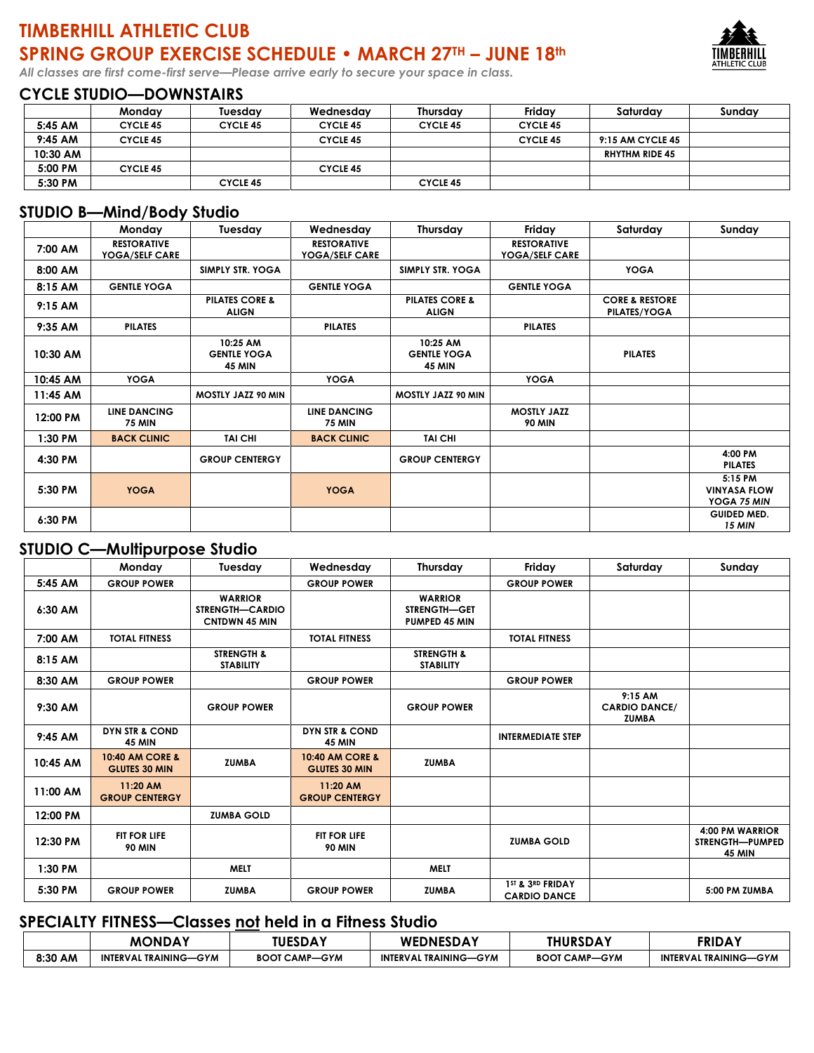# TIMBERHILL ATHLETIC CLUB

# SPRING GROUP EXERCISE SCHEDULE • MARCH 27TH – JUNE 18th

*All classes are first come-first serve—Please arrive early to secure your space in class.*

TIMBERHILL ATHLETIC CLUB

## CYCLE STUDIO—DOWNSTAIRS

| | Monday | Tuesday | Wednesday | Thursday | Friday | Saturday | Sunday |
|---|---|---|---|---|---|---|---|
| 5:45 AM | CYCLE 45 | CYCLE 45 | CYCLE 45 | CYCLE 45 | CYCLE 45 | | |
| 9:45 AM | CYCLE 45 | | CYCLE 45 | | CYCLE 45 | 9:15 AM CYCLE 45 | |
| 10:30 AM | | | | | | RHYTHM RIDE 45 | |
| 5:00 PM | CYCLE 45 | | CYCLE 45 | | | | |
| 5:30 PM | | CYCLE 45 | | CYCLE 45 | | | |

## STUDIO B—Mind/Body Studio

| | Monday | Tuesday | Wednesday | Thursday | Friday | Saturday | Sunday |
|---|---|---|---|---|---|---|---|
| 7:00 AM | RESTORATIVE YOGA/SELF CARE | | RESTORATIVE YOGA/SELF CARE | | RESTORATIVE YOGA/SELF CARE | | |
| 8:00 AM | | SIMPLY STR. YOGA | | SIMPLY STR. YOGA | | YOGA | |
| 8:15 AM | GENTLE YOGA | | GENTLE YOGA | | GENTLE YOGA | | |
| 9:15 AM | | PILATES CORE & ALIGN | | PILATES CORE & ALIGN | | CORE & RESTORE PILATES/YOGA | |
| 9:35 AM | PILATES | | PILATES | | PILATES | | |
| 10:30 AM | | 10:25 AM GENTLE YOGA 45 MIN | | 10:25 AM GENTLE YOGA 45 MIN | | PILATES | |
| 10:45 AM | YOGA | | YOGA | | YOGA | | |
| 11:45 AM | | MOSTLY JAZZ 90 MIN | | MOSTLY JAZZ 90 MIN | | | |
| 12:00 PM | LINE DANCING 75 MIN | | LINE DANCING 75 MIN | | MOSTLY JAZZ 90 MIN | | |
| 1:30 PM | BACK CLINIC | TAI CHI | BACK CLINIC | TAI CHI | | | |
| 4:30 PM | | GROUP CENTERGY | | GROUP CENTERGY | | | 4:00 PM PILATES |
| 5:30 PM | YOGA | | YOGA | | | | 5:15 PM VINYASA FLOW YOGA *75 MIN* |
| 6:30 PM | | | | | | | GUIDED MED. *15 MIN* |

## STUDIO C—Multipurpose Studio

| | Monday | Tuesday | Wednesday | Thursday | Friday | Saturday | Sunday |
|---|---|---|---|---|---|---|---|
| 5:45 AM | GROUP POWER | | GROUP POWER | | GROUP POWER | | |
| 6:30 AM | | WARRIOR STRENGTH—CARDIO CNTDWN 45 MIN | | WARRIOR STRENGTH—GET PUMPED 45 MIN | | | |
| 7:00 AM | TOTAL FITNESS | | TOTAL FITNESS | | TOTAL FITNESS | | |
| 8:15 AM | | STRENGTH & STABILITY | | STRENGTH & STABILITY | | | |
| 8:30 AM | GROUP POWER | | GROUP POWER | | GROUP POWER | | |
| 9:30 AM | | GROUP POWER | | GROUP POWER | | 9:15 AM CARDIO DANCE/ ZUMBA | |
| 9:45 AM | DYN STR & COND 45 MIN | | DYN STR & COND 45 MIN | | INTERMEDIATE STEP | | |
| 10:45 AM | 10:40 AM CORE & GLUTES 30 MIN | ZUMBA | 10:40 AM CORE & GLUTES 30 MIN | ZUMBA | | | |
| 11:00 AM | 11:20 AM GROUP CENTERGY | | 11:20 AM GROUP CENTERGY | | | | |
| 12:00 PM | | ZUMBA GOLD | | | | | |
| 12:30 PM | FIT FOR LIFE 90 MIN | | FIT FOR LIFE 90 MIN | | ZUMBA GOLD | | 4:00 PM WARRIOR STRENGTH—PUMPED 45 MIN |
| 1:30 PM | | MELT | | MELT | | | |
| 5:30 PM | GROUP POWER | ZUMBA | GROUP POWER | ZUMBA | 1ST & 3RD FRIDAY CARDIO DANCE | | 5:00 PM ZUMBA |

## SPECIALTY FITNESS—Classes not held in a Fitness Studio

| | MONDAY | TUESDAY | WEDNESDAY | THURSDAY | FRIDAY |
|---|---|---|---|---|---|
| 8:30 AM | INTERVAL TRAINING—GYM | BOOT CAMP—GYM | INTERVAL TRAINING—GYM | BOOT CAMP—GYM | INTERVAL TRAINING—GYM |